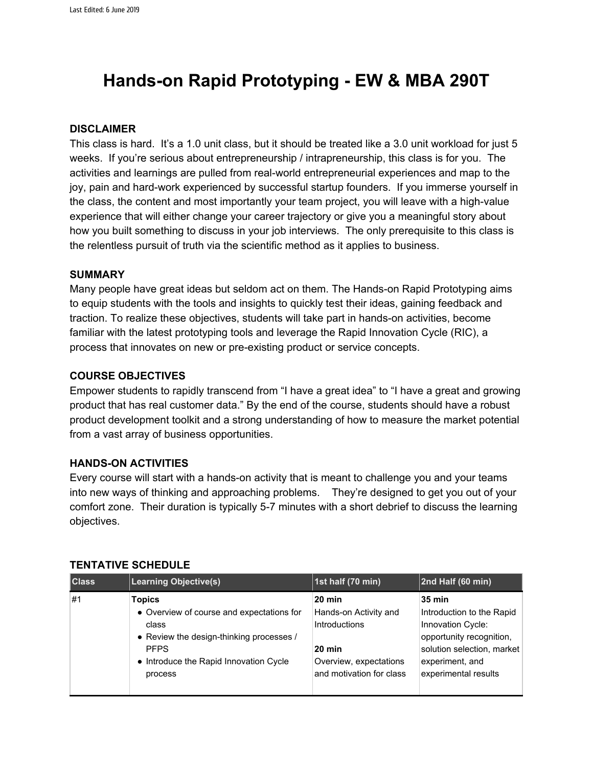Last Edited: 6 June 2019

# Hands-on Rapid Prototyping - EW & MBA 290T

### DISCLAIMER

This class is hard. It's a 1.0 unit class, but it should be treated like a 3.0 unit workload for just 5 weeks. If you're serious about entrepreneurship / intrapreneurship, this class is for you. The activities and learnings are pulled from real-world entrepreneurial experiences and map to the joy, pain and hard-work experienced by successful startup founders. If you immerse yourself in the class, the content and most importantly your team project, you will leave with a high-value experience that will either change your career trajectory or give you a meaningful story about how you built something to discuss in your job interviews. The only prerequisite to this class is the relentless pursuit of truth via the scientific method as it applies to business.

### SUMMARY

Many people have great ideas but seldom act on them. The Hands-on Rapid Prototyping aims to equip students with the tools and insights to quickly test their ideas, gaining feedback and traction. To realize these objectives, students will take part in hands-on activities, become familiar with the latest prototyping tools and leverage the Rapid Innovation Cycle (RIC), a process that innovates on new or pre-existing product or service concepts.

### COURSE OBJECTIVES

Empower students to rapidly transcend from "I have a great idea" to "I have a great and growing product that has real customer data." By the end of the course, students should have a robust product development toolkit and a strong understanding of how to measure the market potential from a vast array of business opportunities.

### HANDS-ON ACTIVITIES

Every course will start with a hands-on activity that is meant to challenge you and your teams into new ways of thinking and approaching problems. They're designed to get you out of your comfort zone. Their duration is typically 5-7 minutes with a short debrief to discuss the learning objectives.

### TENTATIVE SCHEDULE

| Class | Learning Objective(s) | 1st half (70 min) | 2nd Half (60 min) |
|---|---|---|---|
| #1 | **Topics**<br>• Overview of course and expectations for class<br>• Review the design-thinking processes / PFPS<br>• Introduce the Rapid Innovation Cycle process | **20 min**<br>Hands-on Activity and Introductions<br><br>**20 min**<br>Overview, expectations and motivation for class | **35 min**<br>Introduction to the Rapid Innovation Cycle: opportunity recognition, solution selection, market experiment, and experimental results |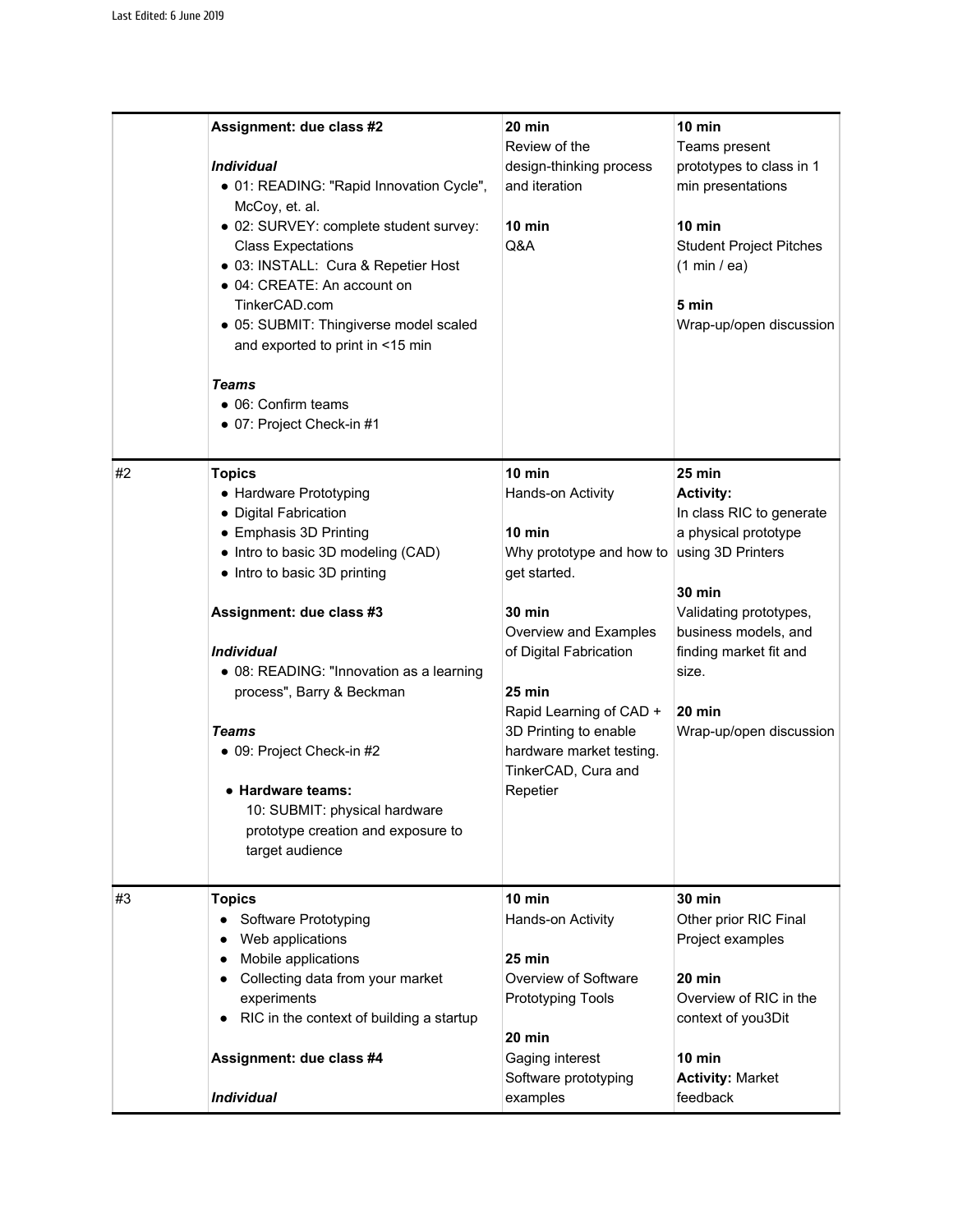| | | | |
|---|---|---|---|
| | **Assignment: due class #2**<br><br>***Individual***<br>• 01: READING: "Rapid Innovation Cycle", McCoy, et. al.<br>• 02: SURVEY: complete student survey: Class Expectations<br>• 03: INSTALL: Cura & Repetier Host<br>• 04: CREATE: An account on TinkerCAD.com<br>• 05: SUBMIT: Thingiverse model scaled and exported to print in <15 min<br><br>***Teams***<br>• 06: Confirm teams<br>• 07: Project Check-in #1 | **20 min**<br>Review of the design-thinking process and iteration<br><br>**10 min**<br>Q&A | **10 min**<br>Teams present prototypes to class in 1 min presentations<br><br>**10 min**<br>Student Project Pitches (1 min / ea)<br><br>**5 min**<br>Wrap-up/open discussion |
| #2 | **Topics**<br>• Hardware Prototyping<br>• Digital Fabrication<br>• Emphasis 3D Printing<br>• Intro to basic 3D modeling (CAD)<br>• Intro to basic 3D printing<br><br>**Assignment: due class #3**<br><br>***Individual***<br>• 08: READING: "Innovation as a learning process", Barry & Beckman<br><br>***Teams***<br>• 09: Project Check-in #2<br><br>• **Hardware teams:**<br>10: SUBMIT: physical hardware prototype creation and exposure to target audience | **10 min**<br>Hands-on Activity<br><br>**10 min**<br>Why prototype and how to get started.<br><br>**30 min**<br>Overview and Examples of Digital Fabrication<br><br>**25 min**<br>Rapid Learning of CAD + 3D Printing to enable hardware market testing. TinkerCAD, Cura and Repetier | **25 min**<br>**Activity:**<br>In class RIC to generate a physical prototype using 3D Printers<br><br>**30 min**<br>Validating prototypes, business models, and finding market fit and size.<br><br>**20 min**<br>Wrap-up/open discussion |
| #3 | **Topics**<br>• Software Prototyping<br>• Web applications<br>• Mobile applications<br>• Collecting data from your market experiments<br>• RIC in the context of building a startup<br><br>**Assignment: due class #4**<br><br>***Individual*** | **10 min**<br>Hands-on Activity<br><br>**25 min**<br>Overview of Software Prototyping Tools<br><br>**20 min**<br>Gaging interest Software prototyping examples | **30 min**<br>Other prior RIC Final Project examples<br><br>**20 min**<br>Overview of RIC in the context of you3Dit<br><br>**10 min**<br>**Activity:** Market feedback |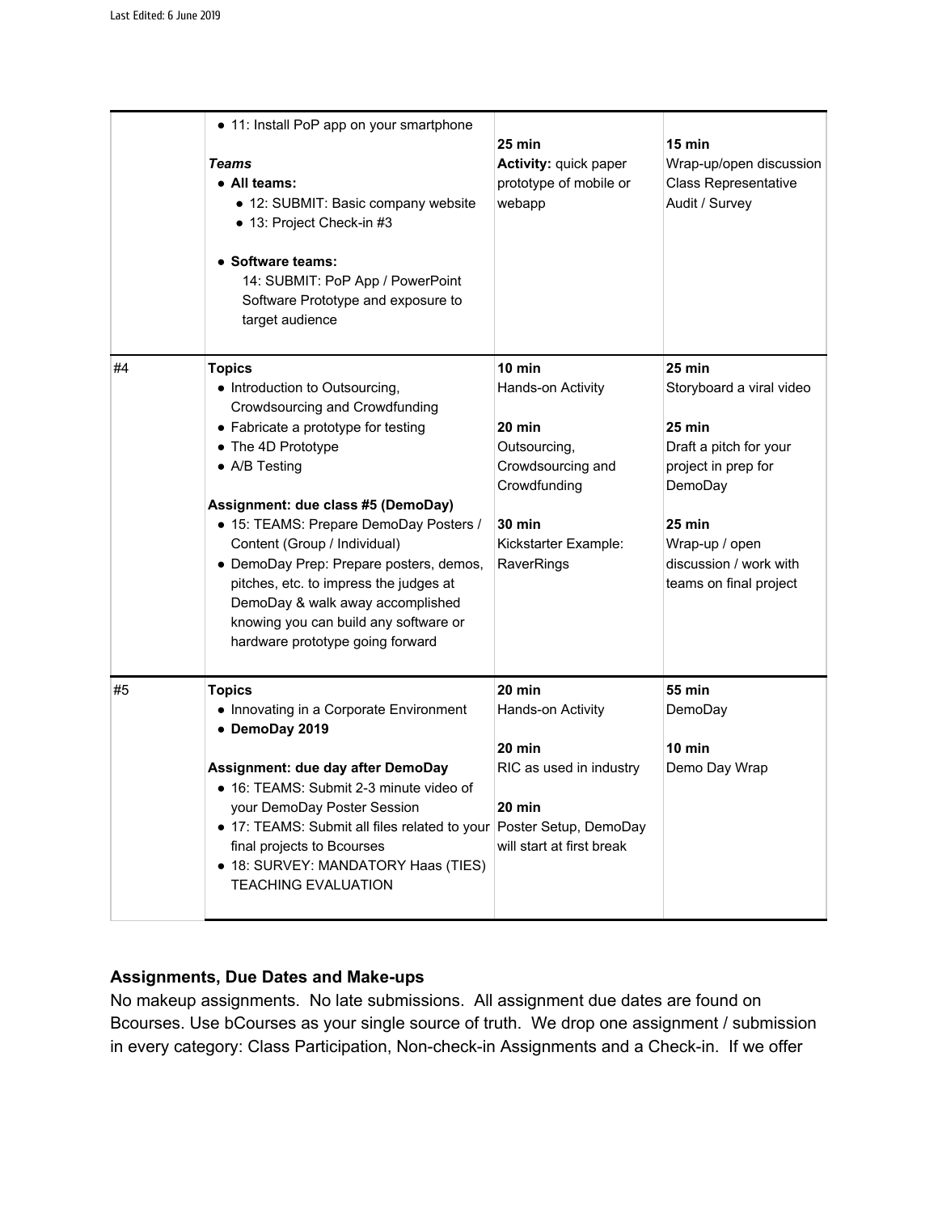| | | | |
|---|---|---|---|
| | • 11: Install PoP app on your smartphone<br><br>***Teams***<br>• **All teams:**<br>  • 12: SUBMIT: Basic company website<br>  • 13: Project Check-in #3<br><br>• **Software teams:**<br>  14: SUBMIT: PoP App / PowerPoint Software Prototype and exposure to target audience | **25 min**<br>**Activity:** quick paper prototype of mobile or webapp | **15 min**<br>Wrap-up/open discussion<br>Class Representative Audit / Survey |
| #4 | **Topics**<br>• Introduction to Outsourcing, Crowdsourcing and Crowdfunding<br>• Fabricate a prototype for testing<br>• The 4D Prototype<br>• A/B Testing<br><br>**Assignment: due class #5 (DemoDay)**<br>• 15: TEAMS: Prepare DemoDay Posters / Content (Group / Individual)<br>• DemoDay Prep: Prepare posters, demos, pitches, etc. to impress the judges at DemoDay & walk away accomplished knowing you can build any software or hardware prototype going forward | **10 min**<br>Hands-on Activity<br><br>**20 min**<br>Outsourcing, Crowdsourcing and Crowdfunding<br><br>**30 min**<br>Kickstarter Example: RaverRings | **25 min**<br>Storyboard a viral video<br><br>**25 min**<br>Draft a pitch for your project in prep for DemoDay<br><br>**25 min**<br>Wrap-up / open discussion / work with teams on final project |
| #5 | **Topics**<br>• Innovating in a Corporate Environment<br>• **DemoDay 2019**<br><br>**Assignment: due day after DemoDay**<br>• 16: TEAMS: Submit 2-3 minute video of your DemoDay Poster Session<br>• 17: TEAMS: Submit all files related to your final projects to Bcourses<br>• 18: SURVEY: MANDATORY Haas (TIES) TEACHING EVALUATION | **20 min**<br>Hands-on Activity<br><br>**20 min**<br>RIC as used in industry<br><br>**20 min**<br>Poster Setup, DemoDay will start at first break | **55 min**<br>DemoDay<br><br>**10 min**<br>Demo Day Wrap |

### Assignments, Due Dates and Make-ups

No makeup assignments. No late submissions. All assignment due dates are found on Bcourses. Use bCourses as your single source of truth. We drop one assignment / submission in every category: Class Participation, Non-check-in Assignments and a Check-in. If we offer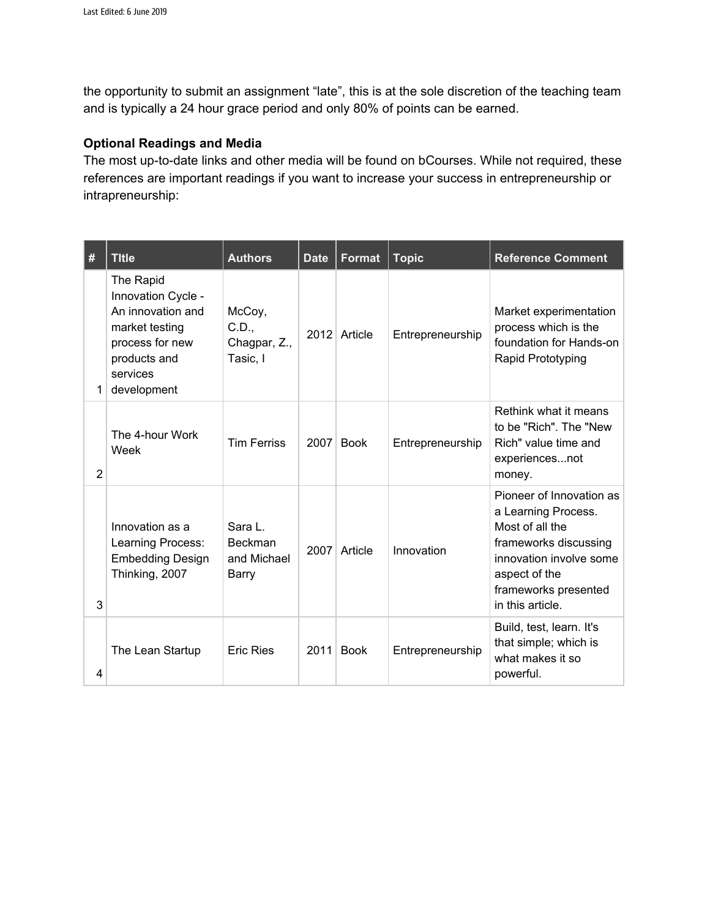the opportunity to submit an assignment “late”, this is at the sole discretion of the teaching team and is typically a 24 hour grace period and only 80% of points can be earned.

**Optional Readings and Media**

The most up-to-date links and other media will be found on bCourses. While not required, these references are important readings if you want to increase your success in entrepreneurship or intrapreneurship:

| # | TItle | Authors | Date | Format | Topic | Reference Comment |
|---|---|---|---|---|---|---|
| 1 | The Rapid Innovation Cycle - An innovation and market testing process for new products and services development | McCoy, C.D., Chagpar, Z., Tasic, I | 2012 | Article | Entrepreneurship | Market experimentation process which is the foundation for Hands-on Rapid Prototyping |
| 2 | The 4-hour Work Week | Tim Ferriss | 2007 | Book | Entrepreneurship | Rethink what it means to be "Rich". The "New Rich" value time and experiences...not money. |
| 3 | Innovation as a Learning Process: Embedding Design Thinking, 2007 | Sara L. Beckman and Michael Barry | 2007 | Article | Innovation | Pioneer of Innovation as a Learning Process. Most of all the frameworks discussing innovation involve some aspect of the frameworks presented in this article. |
| 4 | The Lean Startup | Eric Ries | 2011 | Book | Entrepreneurship | Build, test, learn. It's that simple; which is what makes it so powerful. |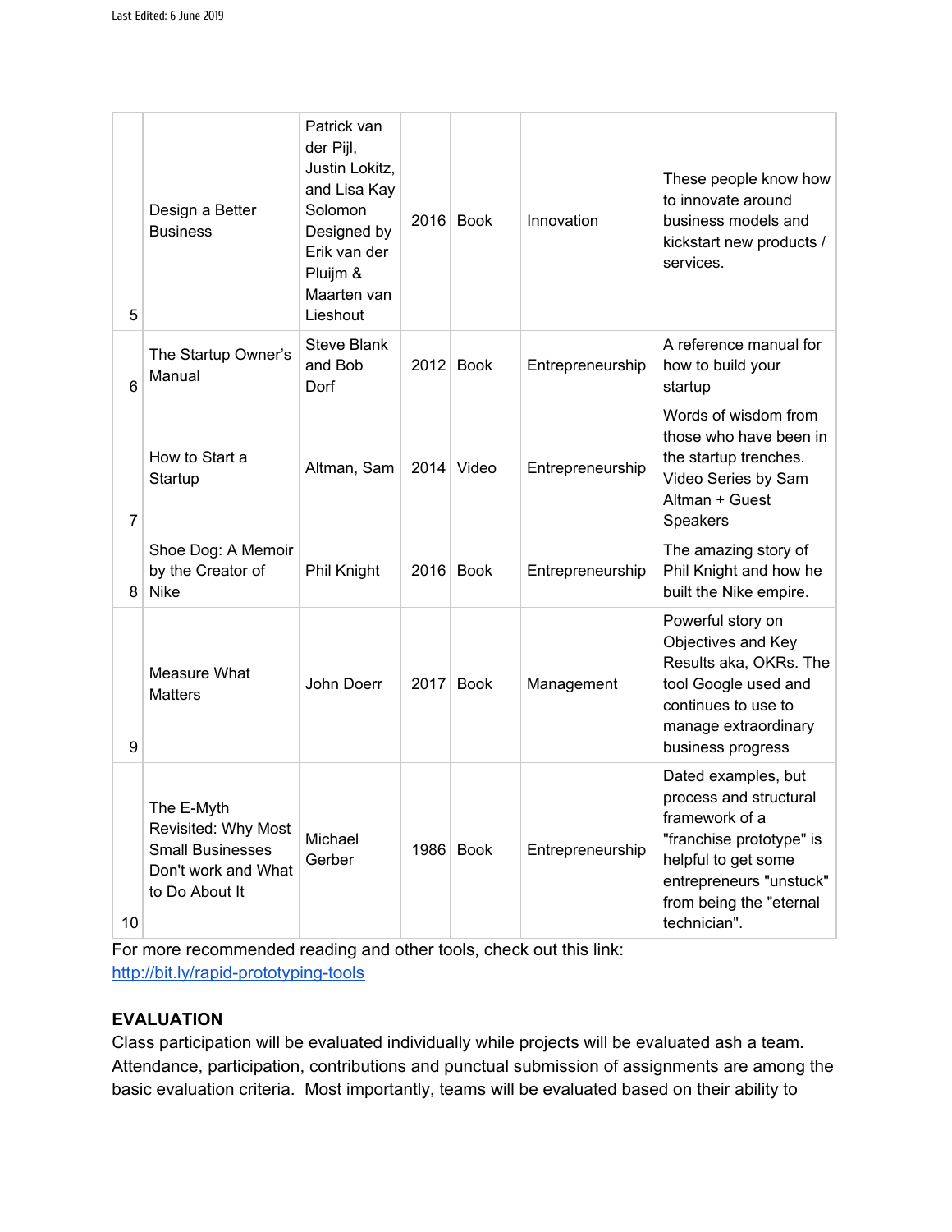| | | | | | | |
|---|---|---|---|---|---|---|
| 5 | Design a Better Business | Patrick van der Pijl, Justin Lokitz, and Lisa Kay Solomon Designed by Erik van der Pluijm & Maarten van Lieshout | 2016 | Book | Innovation | These people know how to innovate around business models and kickstart new products / services. |
| 6 | The Startup Owner's Manual | Steve Blank and Bob Dorf | 2012 | Book | Entrepreneurship | A reference manual for how to build your startup |
| 7 | How to Start a Startup | Altman, Sam | 2014 | Video | Entrepreneurship | Words of wisdom from those who have been in the startup trenches. Video Series by Sam Altman + Guest Speakers |
| 8 | Shoe Dog: A Memoir by the Creator of Nike | Phil Knight | 2016 | Book | Entrepreneurship | The amazing story of Phil Knight and how he built the Nike empire. |
| 9 | Measure What Matters | John Doerr | 2017 | Book | Management | Powerful story on Objectives and Key Results aka, OKRs. The tool Google used and continues to use to manage extraordinary business progress |
| 10 | The E-Myth Revisited: Why Most Small Businesses Don't work and What to Do About It | Michael Gerber | 1986 | Book | Entrepreneurship | Dated examples, but process and structural framework of a "franchise prototype" is helpful to get some entrepreneurs "unstuck" from being the "eternal technician". |

For more recommended reading and other tools, check out this link: [http://bit.ly/rapid-prototyping-tools](http://bit.ly/rapid-prototyping-tools)

## EVALUATION

Class participation will be evaluated individually while projects will be evaluated ash a team. Attendance, participation, contributions and punctual submission of assignments are among the basic evaluation criteria. Most importantly, teams will be evaluated based on their ability to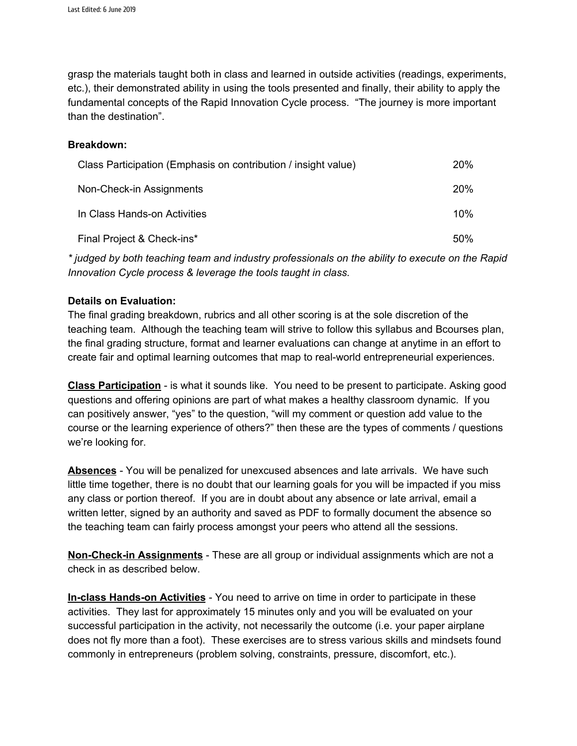grasp the materials taught both in class and learned in outside activities (readings, experiments, etc.), their demonstrated ability in using the tools presented and finally, their ability to apply the fundamental concepts of the Rapid Innovation Cycle process. "The journey is more important than the destination".

**Breakdown:**

| | |
|---|---|
| Class Participation (Emphasis on contribution / insight value) | 20% |
| Non-Check-in Assignments | 20% |
| In Class Hands-on Activities | 10% |
| Final Project & Check-ins* | 50% |

*\* judged by both teaching team and industry professionals on the ability to execute on the Rapid Innovation Cycle process & leverage the tools taught in class.*

**Details on Evaluation:**
The final grading breakdown, rubrics and all other scoring is at the sole discretion of the teaching team. Although the teaching team will strive to follow this syllabus and Bcourses plan, the final grading structure, format and learner evaluations can change at anytime in an effort to create fair and optimal learning outcomes that map to real-world entrepreneurial experiences.

**Class Participation** - is what it sounds like. You need to be present to participate. Asking good questions and offering opinions are part of what makes a healthy classroom dynamic. If you can positively answer, "yes" to the question, "will my comment or question add value to the course or the learning experience of others?" then these are the types of comments / questions we're looking for.

**Absences** - You will be penalized for unexcused absences and late arrivals. We have such little time together, there is no doubt that our learning goals for you will be impacted if you miss any class or portion thereof. If you are in doubt about any absence or late arrival, email a written letter, signed by an authority and saved as PDF to formally document the absence so the teaching team can fairly process amongst your peers who attend all the sessions.

**Non-Check-in Assignments** - These are all group or individual assignments which are not a check in as described below.

**In-class Hands-on Activities** - You need to arrive on time in order to participate in these activities. They last for approximately 15 minutes only and you will be evaluated on your successful participation in the activity, not necessarily the outcome (i.e. your paper airplane does not fly more than a foot). These exercises are to stress various skills and mindsets found commonly in entrepreneurs (problem solving, constraints, pressure, discomfort, etc.).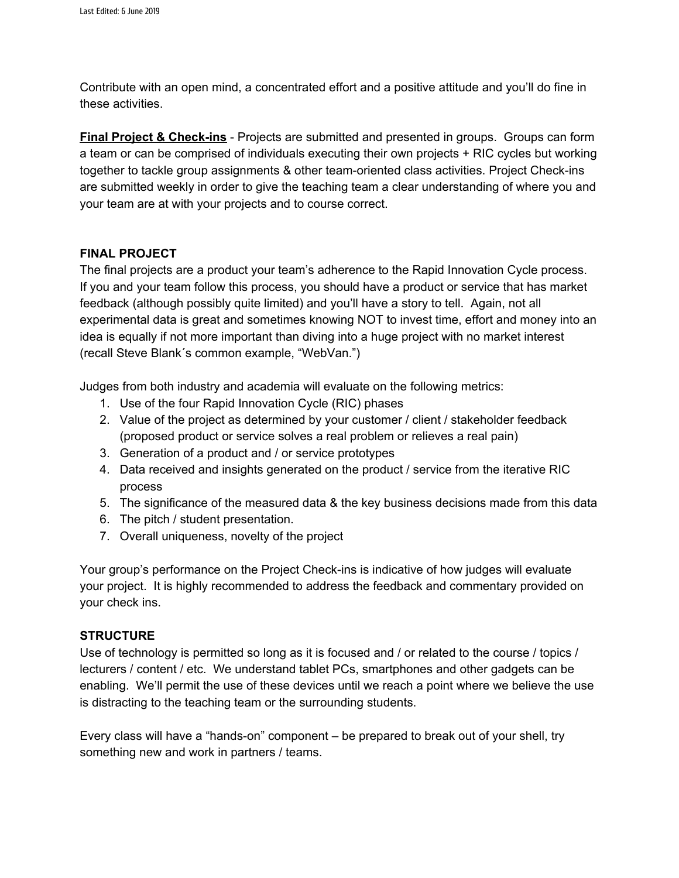Contribute with an open mind, a concentrated effort and a positive attitude and you'll do fine in these activities.

**Final Project & Check-ins** - Projects are submitted and presented in groups. Groups can form a team or can be comprised of individuals executing their own projects + RIC cycles but working together to tackle group assignments & other team-oriented class activities. Project Check-ins are submitted weekly in order to give the teaching team a clear understanding of where you and your team are at with your projects and to course correct.

## FINAL PROJECT

The final projects are a product your team's adherence to the Rapid Innovation Cycle process. If you and your team follow this process, you should have a product or service that has market feedback (although possibly quite limited) and you'll have a story to tell. Again, not all experimental data is great and sometimes knowing NOT to invest time, effort and money into an idea is equally if not more important than diving into a huge project with no market interest (recall Steve Blank´s common example, "WebVan.")

Judges from both industry and academia will evaluate on the following metrics:

1. Use of the four Rapid Innovation Cycle (RIC) phases
2. Value of the project as determined by your customer / client / stakeholder feedback (proposed product or service solves a real problem or relieves a real pain)
3. Generation of a product and / or service prototypes
4. Data received and insights generated on the product / service from the iterative RIC process
5. The significance of the measured data & the key business decisions made from this data
6. The pitch / student presentation.
7. Overall uniqueness, novelty of the project

Your group's performance on the Project Check-ins is indicative of how judges will evaluate your project. It is highly recommended to address the feedback and commentary provided on your check ins.

## STRUCTURE

Use of technology is permitted so long as it is focused and / or related to the course / topics / lecturers / content / etc. We understand tablet PCs, smartphones and other gadgets can be enabling. We'll permit the use of these devices until we reach a point where we believe the use is distracting to the teaching team or the surrounding students.

Every class will have a "hands-on" component – be prepared to break out of your shell, try something new and work in partners / teams.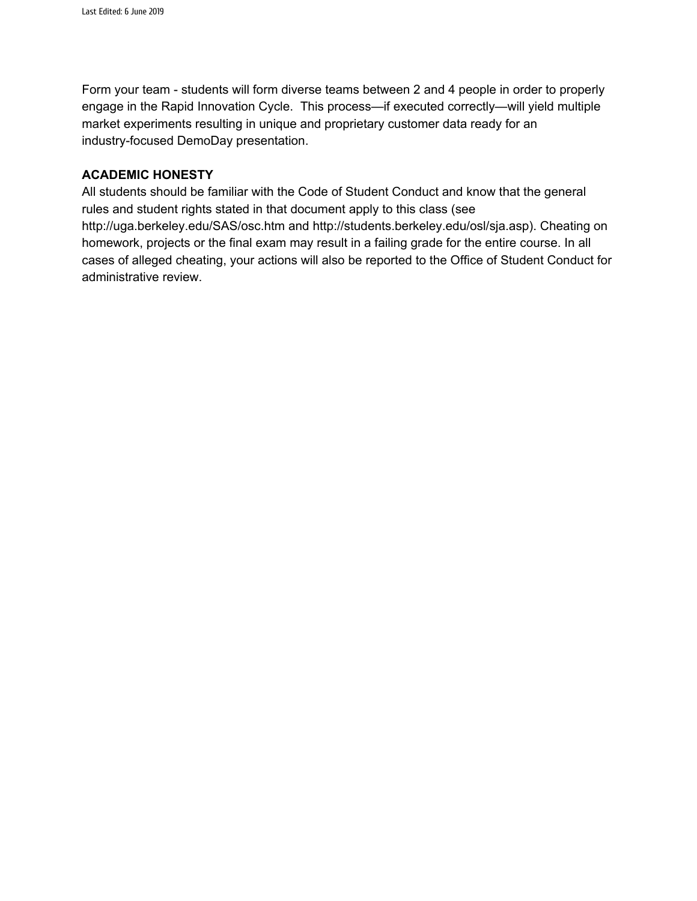Form your team - students will form diverse teams between 2 and 4 people in order to properly engage in the Rapid Innovation Cycle. This process—if executed correctly—will yield multiple market experiments resulting in unique and proprietary customer data ready for an industry-focused DemoDay presentation.

**ACADEMIC HONESTY**

All students should be familiar with the Code of Student Conduct and know that the general rules and student rights stated in that document apply to this class (see http://uga.berkeley.edu/SAS/osc.htm and http://students.berkeley.edu/osl/sja.asp). Cheating on homework, projects or the final exam may result in a failing grade for the entire course. In all cases of alleged cheating, your actions will also be reported to the Office of Student Conduct for administrative review.